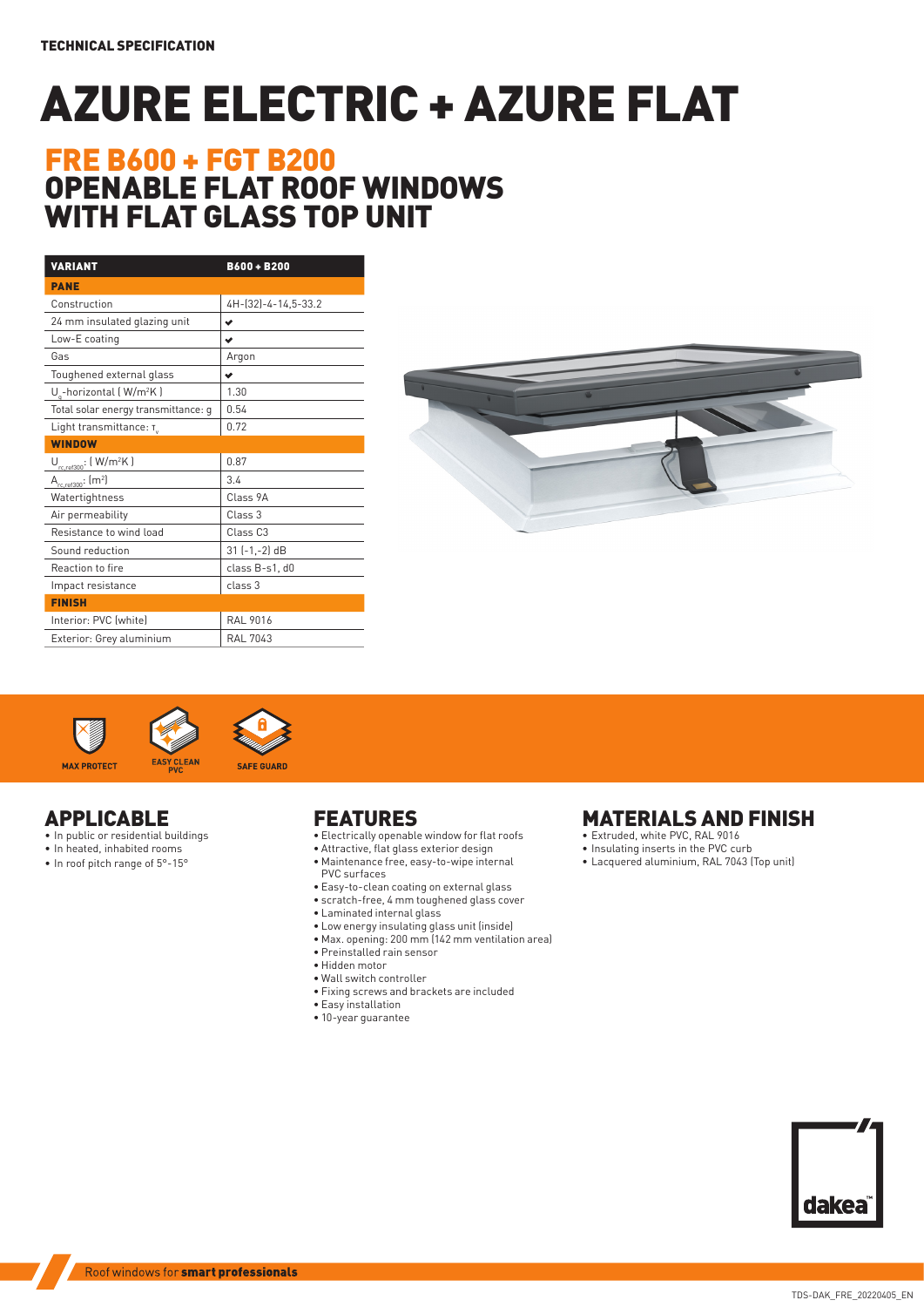TECHNICAL SPECIFICATION

# AZURE ELECTRIC + AZURE FLAT

## FRE B600 + FGT B200
## OPENABLE FLAT ROOF WINDOWS WITH FLAT GLASS TOP UNIT

| VARIANT | B600 + B200 |
|---|---|
| **PANE** | |
| Construction | 4H-(32)-4-14,5-33.2 |
| 24 mm insulated glazing unit | ✔ |
| Low-E coating | ✔ |
| Gas | Argon |
| Toughened external glass | ✔ |
| $U_g$-horizontal ( W/m²K ) | 1.30 |
| Total solar energy transmittance: g | 0.54 |
| Light transmittance: $\tau_v$ | 0.72 |
| **WINDOW** | |
| $U_{rc,ref300}$: ( W/m²K ) | 0.87 |
| $A_{rc,ref300}$: (m²) | 3.4 |
| Watertightness | Class 9A |
| Air permeability | Class 3 |
| Resistance to wind load | Class C3 |
| Sound reduction | 31 (-1,-2) dB |
| Reaction to fire | class B-s1, d0 |
| Impact resistance | class 3 |
| **FINISH** | |
| Interior: PVC (white) | RAL 9016 |
| Exterior: Grey aluminium | RAL 7043 |

MAX PROTECT | EASY CLEAN PVC | SAFE GUARD

## APPLICABLE

- In public or residential buildings
- In heated, inhabited rooms
- In roof pitch range of 5°-15°

## FEATURES

- Electrically openable window for flat roofs
- Attractive, flat glass exterior design
- Maintenance free, easy-to-wipe internal PVC surfaces
- Easy-to-clean coating on external glass
- scratch-free, 4 mm toughened glass cover
- Laminated internal glass
- Low energy insulating glass unit (inside)
- Max. opening: 200 mm (142 mm ventilation area)
- Preinstalled rain sensor
- Hidden motor
- Wall switch controller
- Fixing screws and brackets are included
- Easy installation
- 10-year guarantee

## MATERIALS AND FINISH

- Extruded, white PVC, RAL 9016
- Insulating inserts in the PVC curb
- Lacquered aluminium, RAL 7043 (Top unit)

dakea™

Roof windows for **smart professionals**

TDS-DAK_FRE_20220405_EN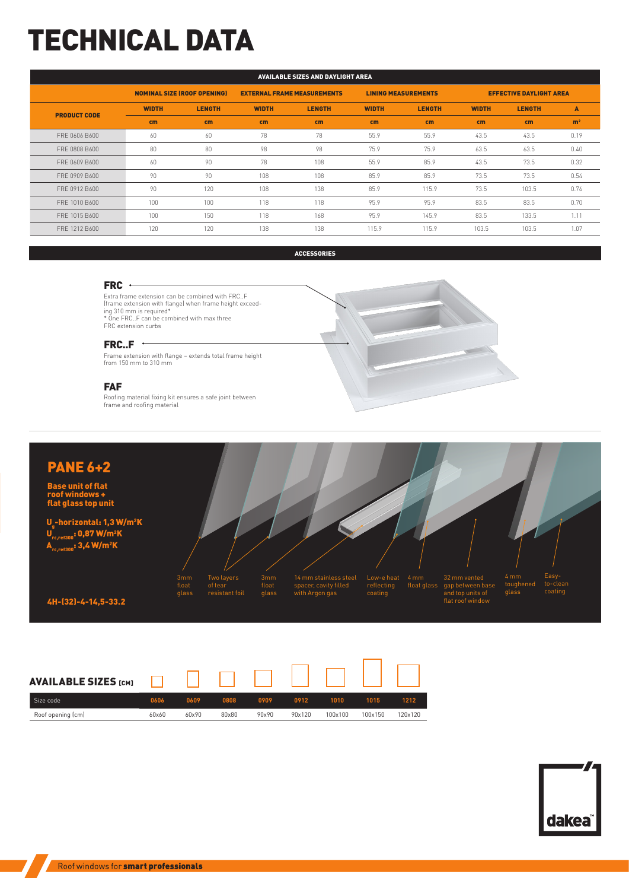# TECHNICAL DATA

| AVAILABLE SIZES AND DAYLIGHT AREA | | | | | | | | | |
|---|---|---|---|---|---|---|---|---|---|
| PRODUCT CODE | NOMINAL SIZE (ROOF OPENING) | | EXTERNAL FRAME MEASUREMENTS | | LINING MEASUREMENTS | | EFFECTIVE DAYLIGHT AREA | | |
| | WIDTH | LENGTH | WIDTH | LENGTH | WIDTH | LENGTH | WIDTH | LENGTH | A |
| | cm | cm | cm | cm | cm | cm | cm | cm | m² |
| FRE 0606 B600 | 60 | 60 | 78 | 78 | 55.9 | 55.9 | 43.5 | 43.5 | 0.19 |
| FRE 0808 B600 | 80 | 80 | 98 | 98 | 75.9 | 75.9 | 63.5 | 63.5 | 0.40 |
| FRE 0609 B600 | 60 | 90 | 78 | 108 | 55.9 | 85.9 | 43.5 | 73.5 | 0.32 |
| FRE 0909 B600 | 90 | 90 | 108 | 108 | 85.9 | 85.9 | 73.5 | 73.5 | 0.54 |
| FRE 0912 B600 | 90 | 120 | 108 | 138 | 85.9 | 115.9 | 73.5 | 103.5 | 0.76 |
| FRE 1010 B600 | 100 | 100 | 118 | 118 | 95.9 | 95.9 | 83.5 | 83.5 | 0.70 |
| FRE 1015 B600 | 100 | 150 | 118 | 168 | 95.9 | 145.9 | 83.5 | 133.5 | 1.11 |
| FRE 1212 B600 | 120 | 120 | 138 | 138 | 115.9 | 115.9 | 103.5 | 103.5 | 1.07 |

## ACCESSORIES

### FRC

Extra frame extension can be combined with FRC..F (frame extension with flange) when frame height exceeding 310 mm is required*

* One FRC..F can be combined with max three FRC extension curbs

### FRC..F

Frame extension with flange – extends total frame height from 150 mm to 310 mm

### FAF

Roofing material fixing kit ensures a safe joint between frame and roofing material

## PANE 6+2

**Base unit of flat roof windows + flat glass top unit**

**$U_g$-horizontal: 1,3 W/m²K**
**$U_{rc,ref300}$: 0,87 W/m²K**
**$A_{rc,ref300}$: 3,4 W/m²K**

3mm float glass

Two layers of tear resistant foil

3mm float glass

14 mm stainless steel spacer, cavity filled with Argon gas

Low-e heat reflecting coating

4 mm float glass

32 mm vented gap between base and top units of flat roof window

4 mm toughened glass

Easy-to-clean coating

**4H-(32)-4-14,5-33.2**

## AVAILABLE SIZES [CM]

| Size code | 0606 | 0609 | 0808 | 0909 | 0912 | 1010 | 1015 | 1212 |
|---|---|---|---|---|---|---|---|---|
| Roof opening (cm) | 60x60 | 60x90 | 80x80 | 90x90 | 90x120 | 100x100 | 100x150 | 120x120 |

dakea™

Roof windows for **smart professionals**